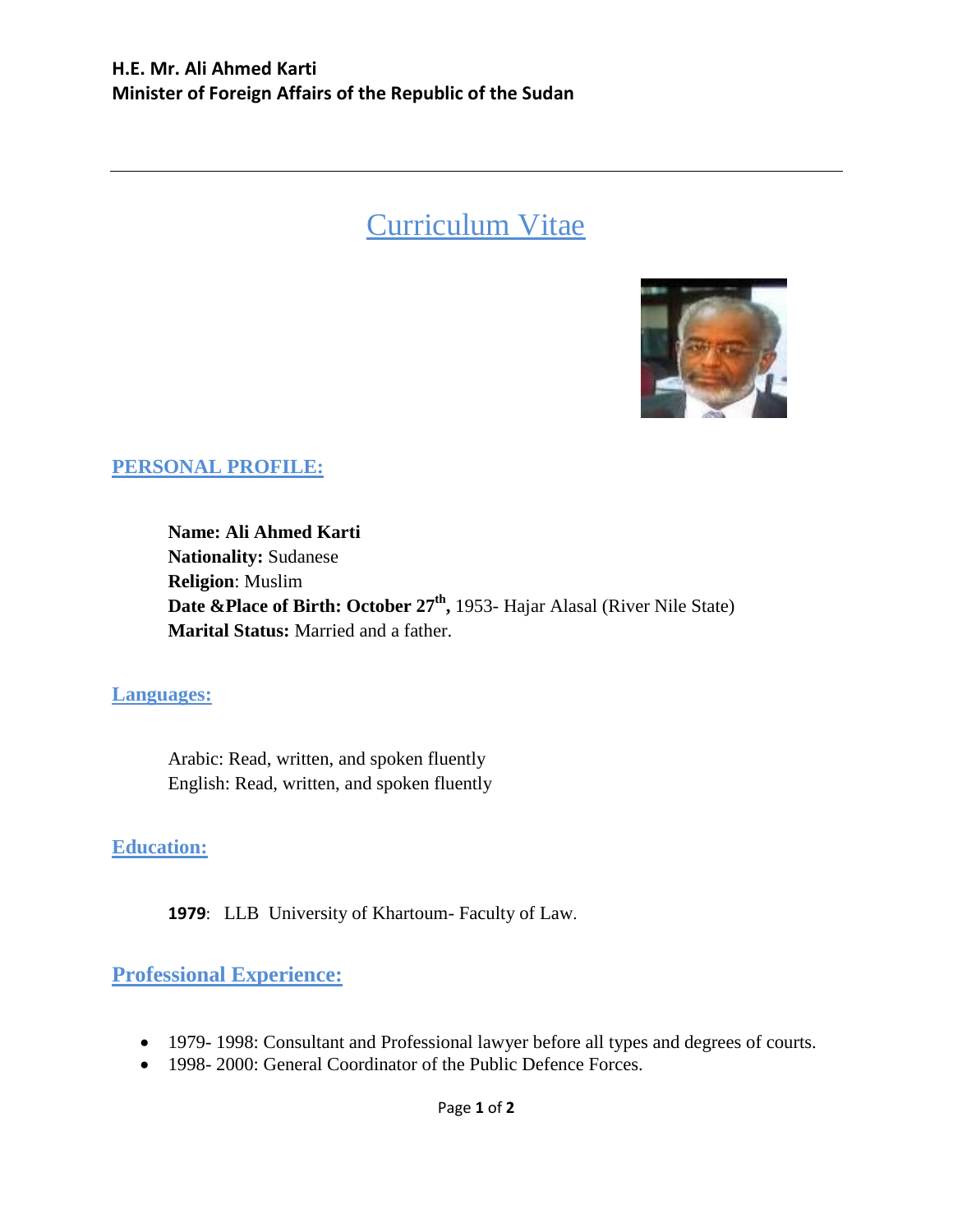**H.E. Mr. Ali Ahmed Karti**
**Minister of Foreign Affairs of the Republic of the Sudan**

---

# Curriculum Vitae

## PERSONAL PROFILE:

**Name: Ali Ahmed Karti**
**Nationality:** Sudanese
**Religion**: Muslim
**Date &Place of Birth: October 27th,** 1953- Hajar Alasal (River Nile State)
**Marital Status:** Married and a father.

## Languages:

Arabic: Read, written, and spoken fluently
English: Read, written, and spoken fluently

## Education:

**1979**: LLB University of Khartoum- Faculty of Law.

## Professional Experience:

- 1979- 1998: Consultant and Professional lawyer before all types and degrees of courts.
- 1998- 2000: General Coordinator of the Public Defence Forces.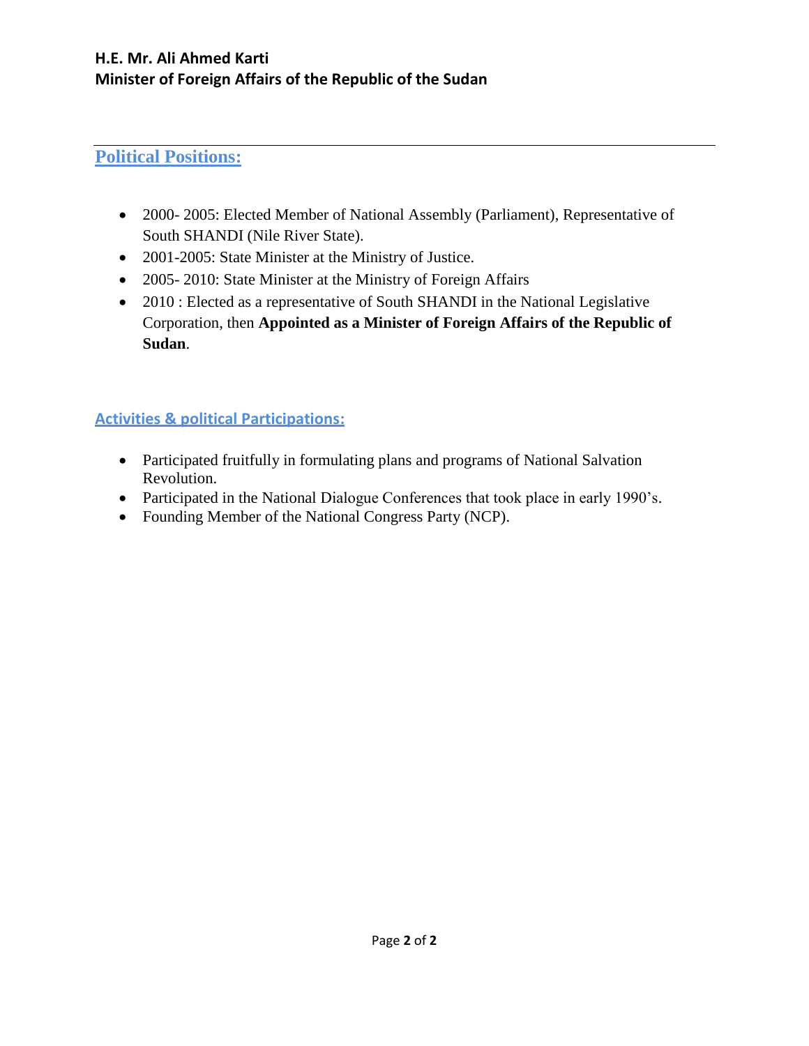**H.E. Mr. Ali Ahmed Karti**
**Minister of Foreign Affairs of the Republic of the Sudan**

## Political Positions:

- 2000- 2005: Elected Member of National Assembly (Parliament), Representative of South SHANDI (Nile River State).
- 2001-2005: State Minister at the Ministry of Justice.
- 2005- 2010: State Minister at the Ministry of Foreign Affairs
- 2010 : Elected as a representative of South SHANDI in the National Legislative Corporation, then **Appointed as a Minister of Foreign Affairs of the Republic of Sudan**.

## Activities & political Participations:

- Participated fruitfully in formulating plans and programs of National Salvation Revolution.
- Participated in the National Dialogue Conferences that took place in early 1990's.
- Founding Member of the National Congress Party (NCP).